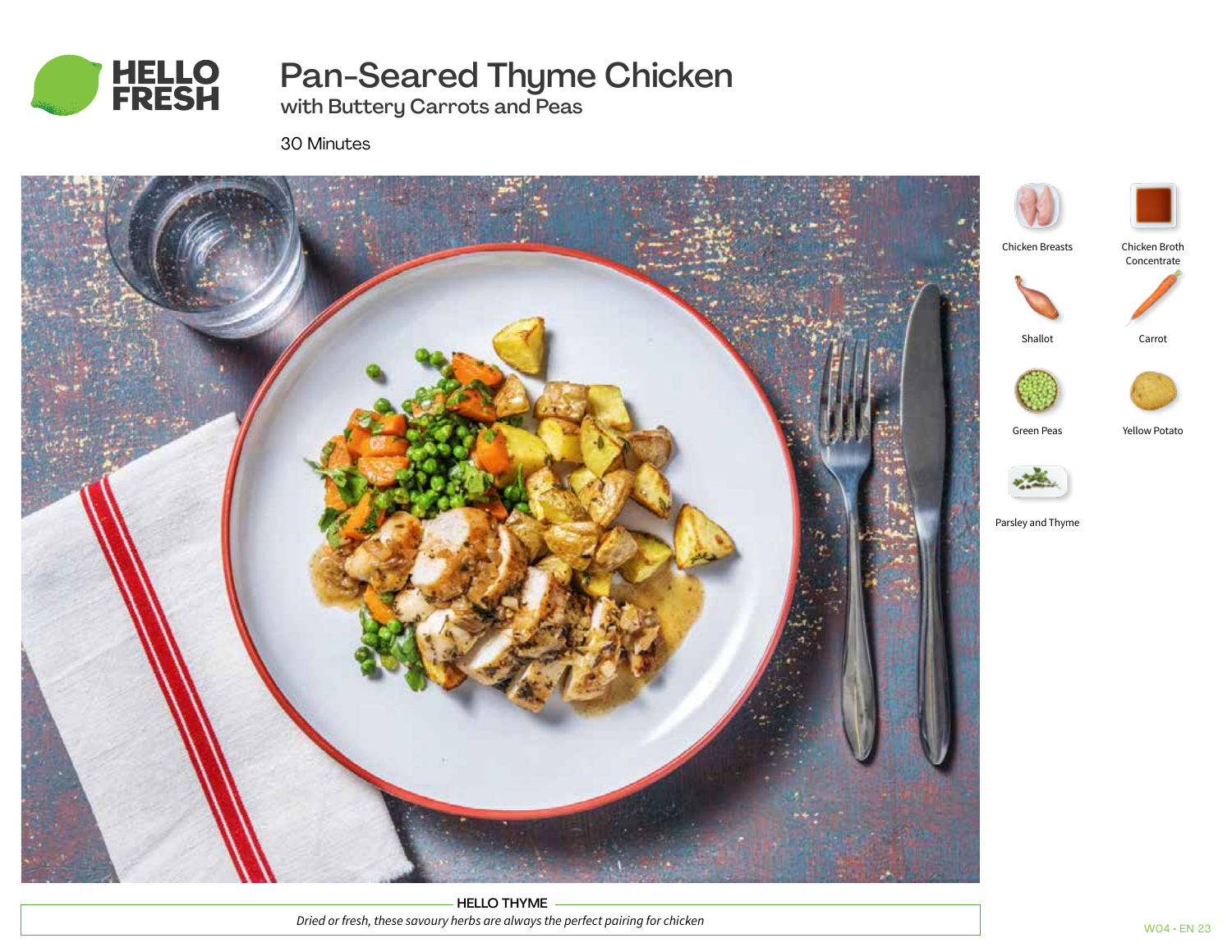# Pan-Seared Thyme Chicken

## with Buttery Carrots and Peas

30 Minutes

- Chicken Breasts
- Chicken Broth Concentrate
- Shallot
- Carrot
- Green Peas
- Yellow Potato
- Parsley and Thyme

**HELLO THYME**

*Dried or fresh, these savoury herbs are always the perfect pairing for chicken*

W04 • EN 23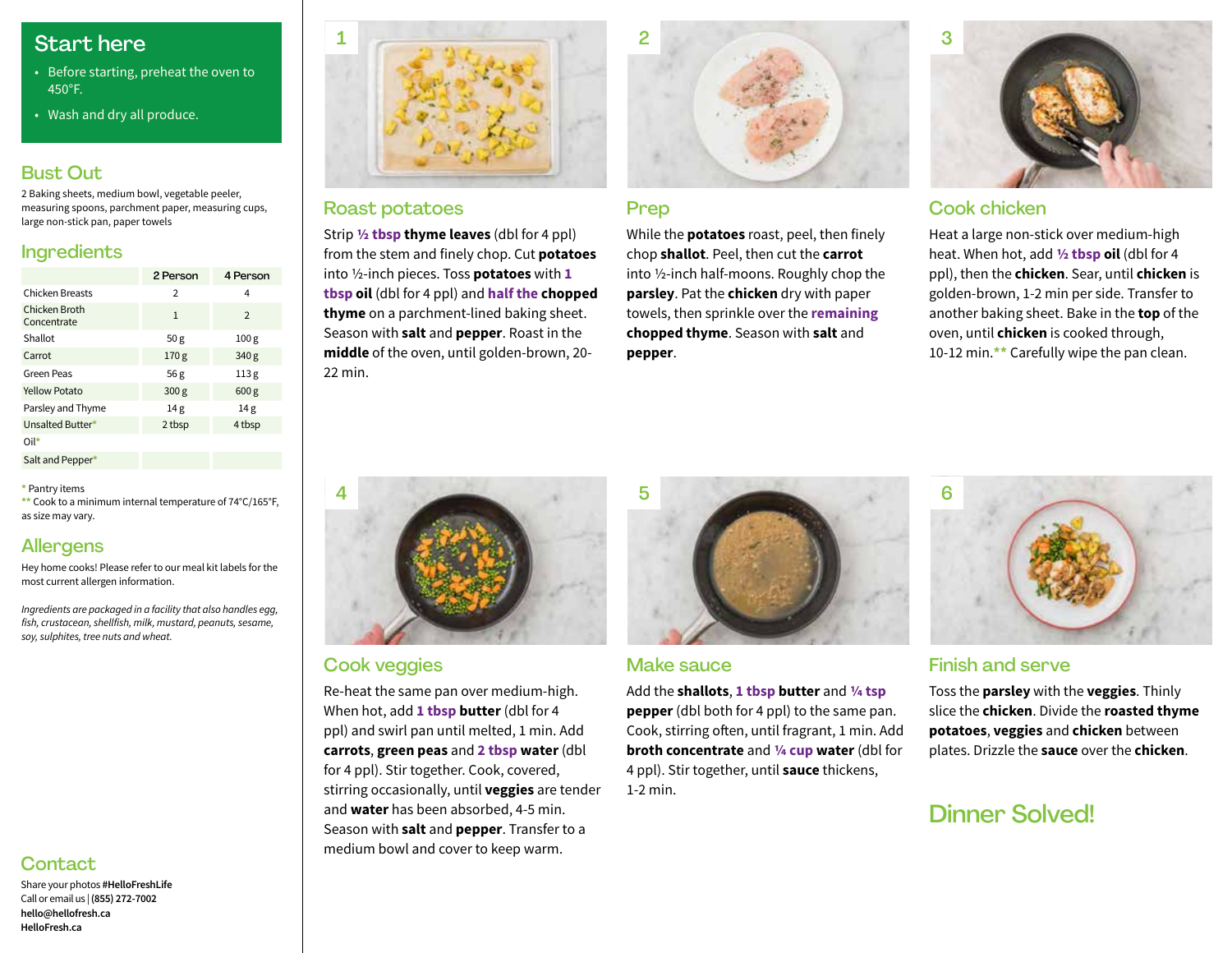## Start here

- Before starting, preheat the oven to 450°F.
- Wash and dry all produce.

## Bust Out

2 Baking sheets, medium bowl, vegetable peeler, measuring spoons, parchment paper, measuring cups, large non-stick pan, paper towels

## Ingredients

| | 2 Person | 4 Person |
|---|---|---|
| Chicken Breasts | 2 | 4 |
| Chicken Broth Concentrate | 1 | 2 |
| Shallot | 50 g | 100 g |
| Carrot | 170 g | 340 g |
| Green Peas | 56 g | 113 g |
| Yellow Potato | 300 g | 600 g |
| Parsley and Thyme | 14 g | 14 g |
| Unsalted Butter* | 2 tbsp | 4 tbsp |
| Oil* | | |
| Salt and Pepper* | | |

\* Pantry items

\*\* Cook to a minimum internal temperature of 74°C/165°F, as size may vary.

## Allergens

Hey home cooks! Please refer to our meal kit labels for the most current allergen information.

*Ingredients are packaged in a facility that also handles egg, fish, crustacean, shellfish, milk, mustard, peanuts, sesame, soy, sulphites, tree nuts and wheat.*

## Contact

Share your photos **#HelloFreshLife**

Call or email us | **(855) 272-7002**

**hello@hellofresh.ca**

**HelloFresh.ca**

## 1 Roast potatoes

Strip **½ tbsp thyme leaves** (dbl for 4 ppl) from the stem and finely chop. Cut **potatoes** into ½-inch pieces. Toss **potatoes** with **1 tbsp oil** (dbl for 4 ppl) and **half the chopped thyme** on a parchment-lined baking sheet. Season with **salt** and **pepper**. Roast in the **middle** of the oven, until golden-brown, 20-22 min.

## 2 Prep

While the **potatoes** roast, peel, then finely chop **shallot**. Peel, then cut the **carrot** into ½-inch half-moons. Roughly chop the **parsley**. Pat the **chicken** dry with paper towels, then sprinkle over the **remaining chopped thyme**. Season with **salt** and **pepper**.

## 3 Cook chicken

Heat a large non-stick over medium-high heat. When hot, add **½ tbsp oil** (dbl for 4 ppl), then the **chicken**. Sear, until **chicken** is golden-brown, 1-2 min per side. Transfer to another baking sheet. Bake in the **top** of the oven, until **chicken** is cooked through, 10-12 min.\*\* Carefully wipe the pan clean.

## 4 Cook veggies

Re-heat the same pan over medium-high. When hot, add **1 tbsp butter** (dbl for 4 ppl) and swirl pan until melted, 1 min. Add **carrots**, **green peas** and **2 tbsp water** (dbl for 4 ppl). Stir together. Cook, covered, stirring occasionally, until **veggies** are tender and **water** has been absorbed, 4-5 min. Season with **salt** and **pepper**. Transfer to a medium bowl and cover to keep warm.

## 5 Make sauce

Add the **shallots**, **1 tbsp butter** and **¼ tsp pepper** (dbl both for 4 ppl) to the same pan. Cook, stirring often, until fragrant, 1 min. Add **broth concentrate** and **¼ cup water** (dbl for 4 ppl). Stir together, until **sauce** thickens, 1-2 min.

## 6 Finish and serve

Toss the **parsley** with the **veggies**. Thinly slice the **chicken**. Divide the **roasted thyme potatoes**, **veggies** and **chicken** between plates. Drizzle the **sauce** over the **chicken**.

## Dinner Solved!